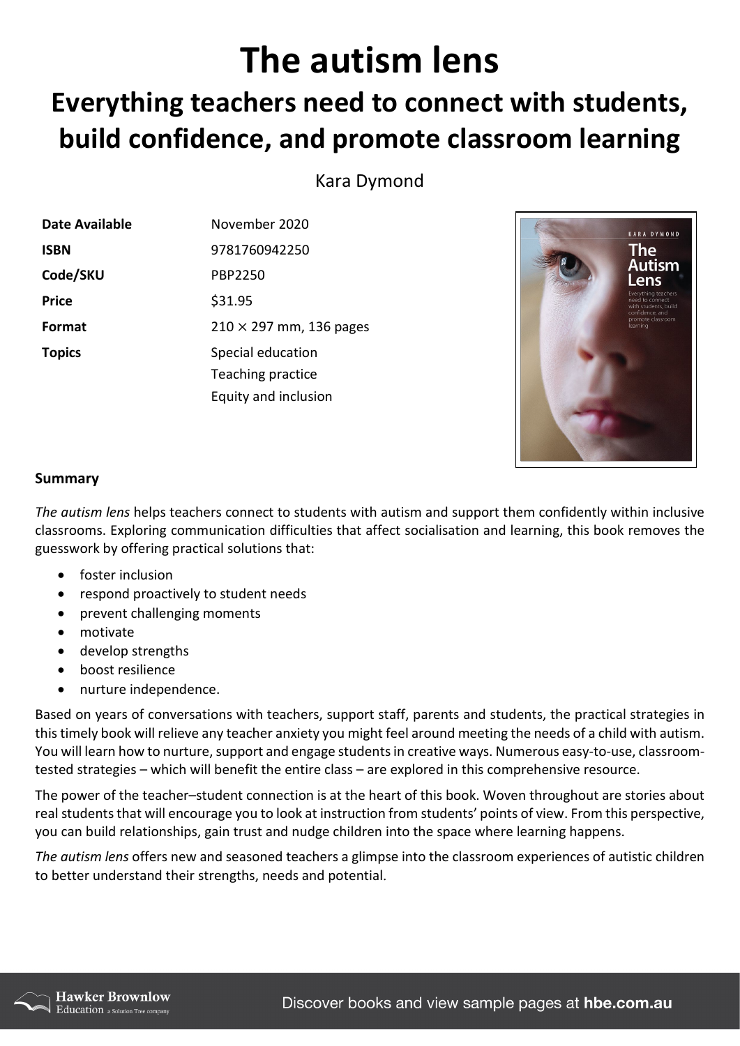# The autism lens

## Everything teachers need to connect with students, build confidence, and promote classroom learning

Kara Dymond

| | |
|---|---|
| **Date Available** | November 2020 |
| **ISBN** | 9781760942250 |
| **Code/SKU** | PBP2250 |
| **Price** | $31.95 |
| **Format** | 210 × 297 mm, 136 pages |
| **Topics** | Special education<br>Teaching practice<br>Equity and inclusion |

### Summary

*The autism lens* helps teachers connect to students with autism and support them confidently within inclusive classrooms. Exploring communication difficulties that affect socialisation and learning, this book removes the guesswork by offering practical solutions that:

- foster inclusion
- respond proactively to student needs
- prevent challenging moments
- motivate
- develop strengths
- boost resilience
- nurture independence.

Based on years of conversations with teachers, support staff, parents and students, the practical strategies in this timely book will relieve any teacher anxiety you might feel around meeting the needs of a child with autism. You will learn how to nurture, support and engage students in creative ways. Numerous easy-to-use, classroom-tested strategies – which will benefit the entire class – are explored in this comprehensive resource.

The power of the teacher–student connection is at the heart of this book. Woven throughout are stories about real students that will encourage you to look at instruction from students' points of view. From this perspective, you can build relationships, gain trust and nudge children into the space where learning happens.

*The autism lens* offers new and seasoned teachers a glimpse into the classroom experiences of autistic children to better understand their strengths, needs and potential.

Discover books and view sample pages at **hbe.com.au**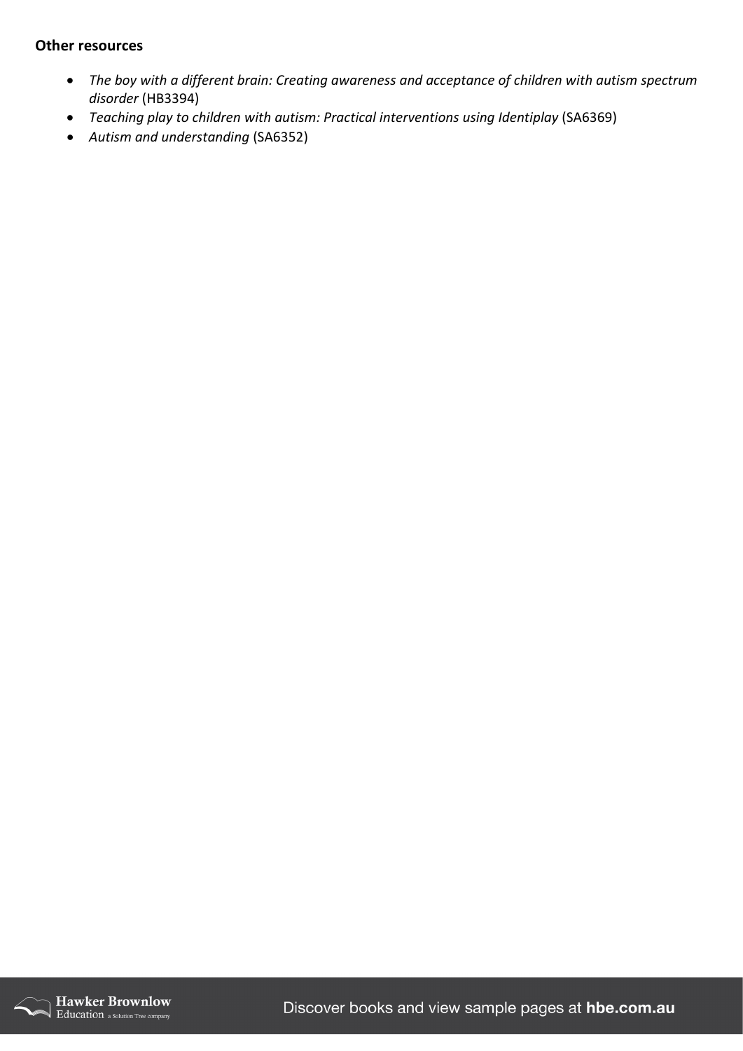**Other resources**

- *The boy with a different brain: Creating awareness and acceptance of children with autism spectrum disorder* (HB3394)
- *Teaching play to children with autism: Practical interventions using Identiplay* (SA6369)
- *Autism and understanding* (SA6352)